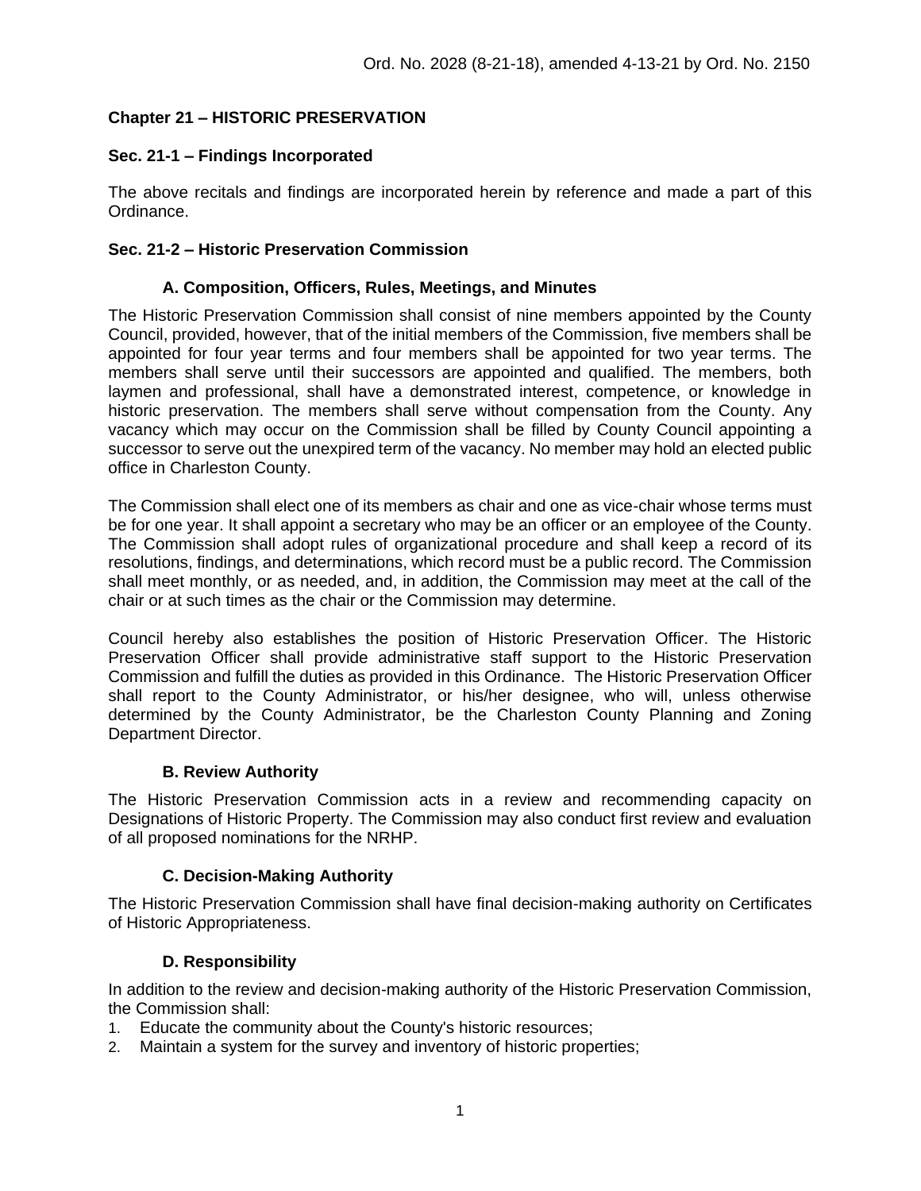Ord. No. 2028 (8-21-18), amended 4-13-21 by Ord. No. 2150

# Chapter 21 – HISTORIC PRESERVATION

## Sec. 21-1 – Findings Incorporated

The above recitals and findings are incorporated herein by reference and made a part of this Ordinance.

## Sec. 21-2 – Historic Preservation Commission

### A. Composition, Officers, Rules, Meetings, and Minutes

The Historic Preservation Commission shall consist of nine members appointed by the County Council, provided, however, that of the initial members of the Commission, five members shall be appointed for four year terms and four members shall be appointed for two year terms. The members shall serve until their successors are appointed and qualified. The members, both laymen and professional, shall have a demonstrated interest, competence, or knowledge in historic preservation. The members shall serve without compensation from the County. Any vacancy which may occur on the Commission shall be filled by County Council appointing a successor to serve out the unexpired term of the vacancy. No member may hold an elected public office in Charleston County.

The Commission shall elect one of its members as chair and one as vice-chair whose terms must be for one year. It shall appoint a secretary who may be an officer or an employee of the County. The Commission shall adopt rules of organizational procedure and shall keep a record of its resolutions, findings, and determinations, which record must be a public record. The Commission shall meet monthly, or as needed, and, in addition, the Commission may meet at the call of the chair or at such times as the chair or the Commission may determine.

Council hereby also establishes the position of Historic Preservation Officer. The Historic Preservation Officer shall provide administrative staff support to the Historic Preservation Commission and fulfill the duties as provided in this Ordinance. The Historic Preservation Officer shall report to the County Administrator, or his/her designee, who will, unless otherwise determined by the County Administrator, be the Charleston County Planning and Zoning Department Director.

### B. Review Authority

The Historic Preservation Commission acts in a review and recommending capacity on Designations of Historic Property. The Commission may also conduct first review and evaluation of all proposed nominations for the NRHP.

### C. Decision-Making Authority

The Historic Preservation Commission shall have final decision-making authority on Certificates of Historic Appropriateness.

### D. Responsibility

In addition to the review and decision-making authority of the Historic Preservation Commission, the Commission shall:

1. Educate the community about the County's historic resources;
2. Maintain a system for the survey and inventory of historic properties;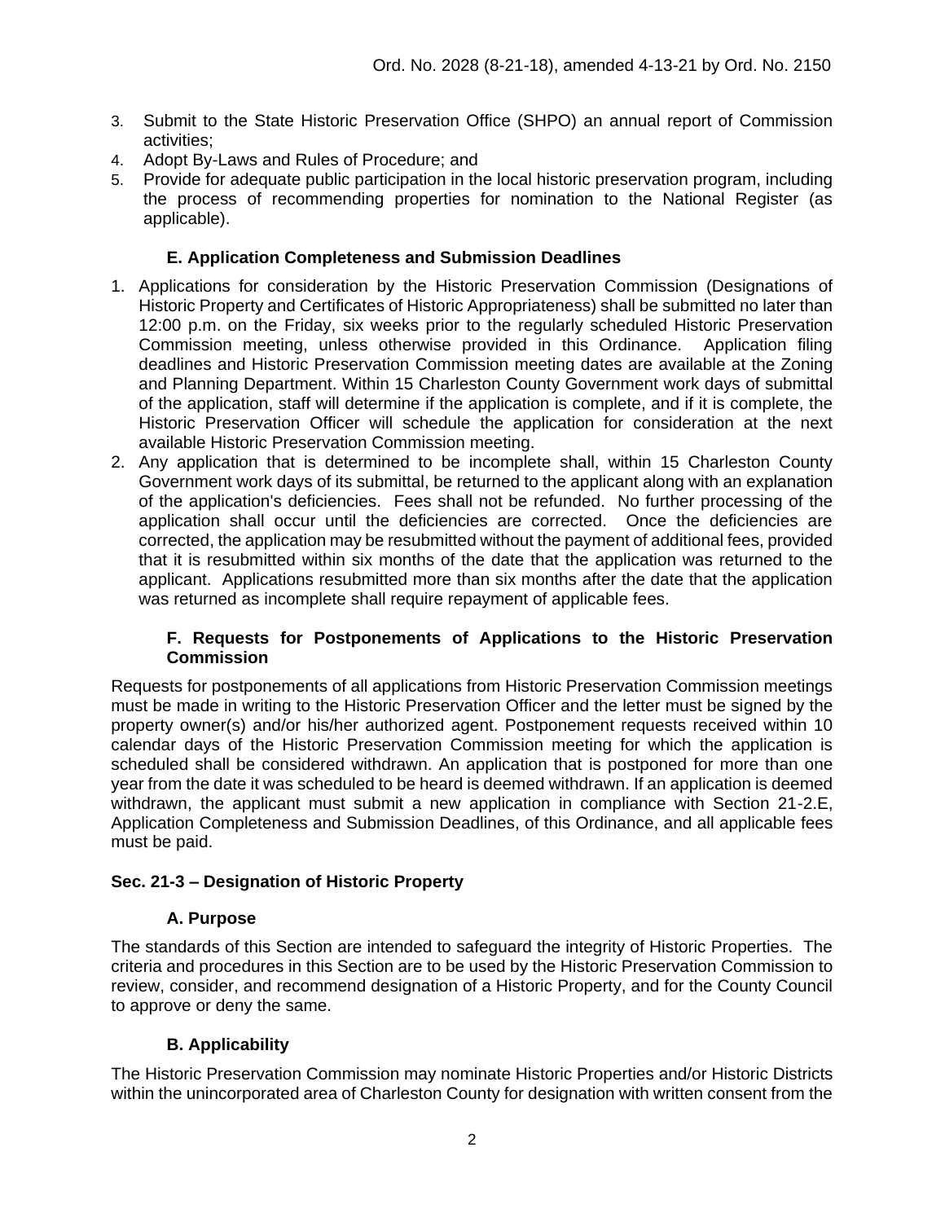3. Submit to the State Historic Preservation Office (SHPO) an annual report of Commission activities;
4. Adopt By-Laws and Rules of Procedure; and
5. Provide for adequate public participation in the local historic preservation program, including the process of recommending properties for nomination to the National Register (as applicable).

### E. Application Completeness and Submission Deadlines

1. Applications for consideration by the Historic Preservation Commission (Designations of Historic Property and Certificates of Historic Appropriateness) shall be submitted no later than 12:00 p.m. on the Friday, six weeks prior to the regularly scheduled Historic Preservation Commission meeting, unless otherwise provided in this Ordinance. Application filing deadlines and Historic Preservation Commission meeting dates are available at the Zoning and Planning Department. Within 15 Charleston County Government work days of submittal of the application, staff will determine if the application is complete, and if it is complete, the Historic Preservation Officer will schedule the application for consideration at the next available Historic Preservation Commission meeting.
2. Any application that is determined to be incomplete shall, within 15 Charleston County Government work days of its submittal, be returned to the applicant along with an explanation of the application's deficiencies. Fees shall not be refunded. No further processing of the application shall occur until the deficiencies are corrected. Once the deficiencies are corrected, the application may be resubmitted without the payment of additional fees, provided that it is resubmitted within six months of the date that the application was returned to the applicant. Applications resubmitted more than six months after the date that the application was returned as incomplete shall require repayment of applicable fees.

### F. Requests for Postponements of Applications to the Historic Preservation Commission

Requests for postponements of all applications from Historic Preservation Commission meetings must be made in writing to the Historic Preservation Officer and the letter must be signed by the property owner(s) and/or his/her authorized agent. Postponement requests received within 10 calendar days of the Historic Preservation Commission meeting for which the application is scheduled shall be considered withdrawn. An application that is postponed for more than one year from the date it was scheduled to be heard is deemed withdrawn. If an application is deemed withdrawn, the applicant must submit a new application in compliance with Section 21-2.E, Application Completeness and Submission Deadlines, of this Ordinance, and all applicable fees must be paid.

## Sec. 21-3 – Designation of Historic Property

### A. Purpose

The standards of this Section are intended to safeguard the integrity of Historic Properties. The criteria and procedures in this Section are to be used by the Historic Preservation Commission to review, consider, and recommend designation of a Historic Property, and for the County Council to approve or deny the same.

### B. Applicability

The Historic Preservation Commission may nominate Historic Properties and/or Historic Districts within the unincorporated area of Charleston County for designation with written consent from the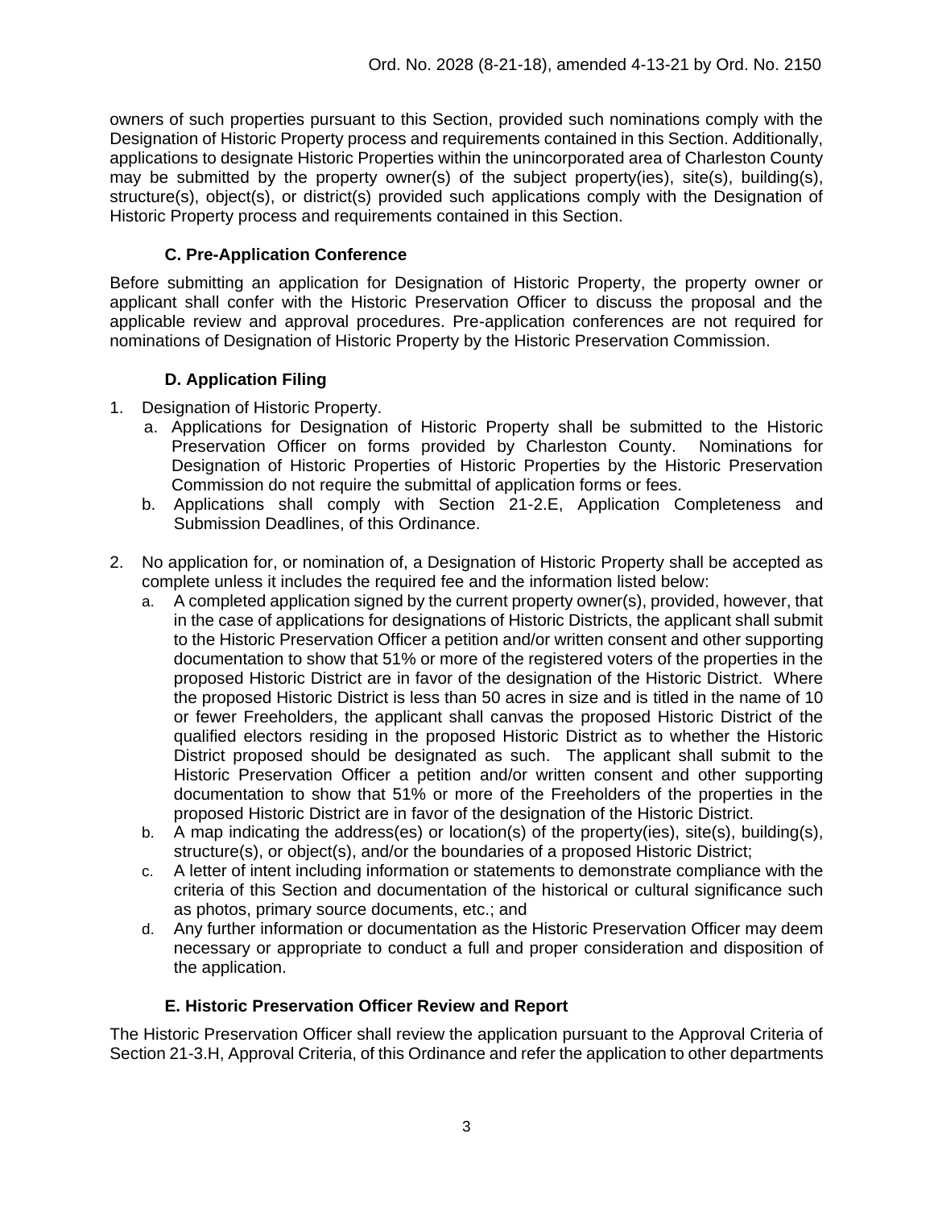owners of such properties pursuant to this Section, provided such nominations comply with the Designation of Historic Property process and requirements contained in this Section. Additionally, applications to designate Historic Properties within the unincorporated area of Charleston County may be submitted by the property owner(s) of the subject property(ies), site(s), building(s), structure(s), object(s), or district(s) provided such applications comply with the Designation of Historic Property process and requirements contained in this Section.

### C. Pre-Application Conference

Before submitting an application for Designation of Historic Property, the property owner or applicant shall confer with the Historic Preservation Officer to discuss the proposal and the applicable review and approval procedures. Pre-application conferences are not required for nominations of Designation of Historic Property by the Historic Preservation Commission.

### D. Application Filing

1. Designation of Historic Property.
   a. Applications for Designation of Historic Property shall be submitted to the Historic Preservation Officer on forms provided by Charleston County. Nominations for Designation of Historic Properties of Historic Properties by the Historic Preservation Commission do not require the submittal of application forms or fees.
   b. Applications shall comply with Section 21-2.E, Application Completeness and Submission Deadlines, of this Ordinance.

2. No application for, or nomination of, a Designation of Historic Property shall be accepted as complete unless it includes the required fee and the information listed below:
   a. A completed application signed by the current property owner(s), provided, however, that in the case of applications for designations of Historic Districts, the applicant shall submit to the Historic Preservation Officer a petition and/or written consent and other supporting documentation to show that 51% or more of the registered voters of the properties in the proposed Historic District are in favor of the designation of the Historic District. Where the proposed Historic District is less than 50 acres in size and is titled in the name of 10 or fewer Freeholders, the applicant shall canvas the proposed Historic District of the qualified electors residing in the proposed Historic District as to whether the Historic District proposed should be designated as such. The applicant shall submit to the Historic Preservation Officer a petition and/or written consent and other supporting documentation to show that 51% or more of the Freeholders of the properties in the proposed Historic District are in favor of the designation of the Historic District.
   b. A map indicating the address(es) or location(s) of the property(ies), site(s), building(s), structure(s), or object(s), and/or the boundaries of a proposed Historic District;
   c. A letter of intent including information or statements to demonstrate compliance with the criteria of this Section and documentation of the historical or cultural significance such as photos, primary source documents, etc.; and
   d. Any further information or documentation as the Historic Preservation Officer may deem necessary or appropriate to conduct a full and proper consideration and disposition of the application.

### E. Historic Preservation Officer Review and Report

The Historic Preservation Officer shall review the application pursuant to the Approval Criteria of Section 21-3.H, Approval Criteria, of this Ordinance and refer the application to other departments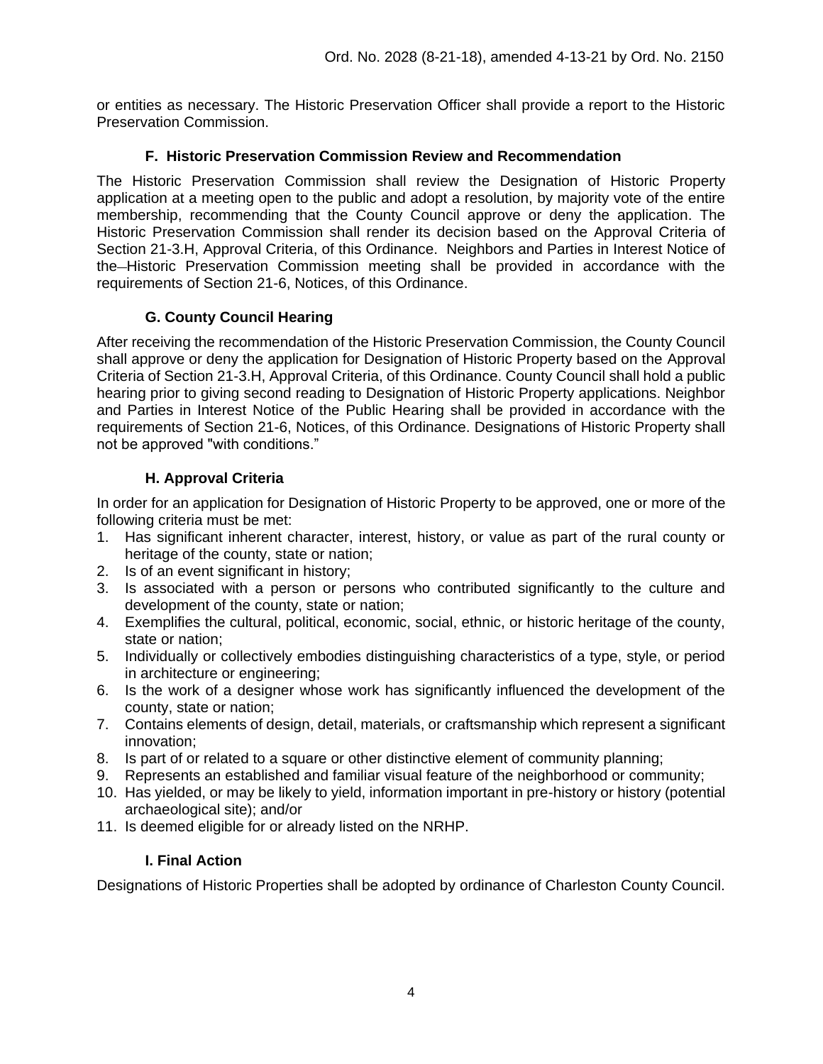or entities as necessary. The Historic Preservation Officer shall provide a report to the Historic Preservation Commission.

### F. Historic Preservation Commission Review and Recommendation

The Historic Preservation Commission shall review the Designation of Historic Property application at a meeting open to the public and adopt a resolution, by majority vote of the entire membership, recommending that the County Council approve or deny the application. The Historic Preservation Commission shall render its decision based on the Approval Criteria of Section 21-3.H, Approval Criteria, of this Ordinance. Neighbors and Parties in Interest Notice of the Historic Preservation Commission meeting shall be provided in accordance with the requirements of Section 21-6, Notices, of this Ordinance.

### G. County Council Hearing

After receiving the recommendation of the Historic Preservation Commission, the County Council shall approve or deny the application for Designation of Historic Property based on the Approval Criteria of Section 21-3.H, Approval Criteria, of this Ordinance. County Council shall hold a public hearing prior to giving second reading to Designation of Historic Property applications. Neighbor and Parties in Interest Notice of the Public Hearing shall be provided in accordance with the requirements of Section 21-6, Notices, of this Ordinance. Designations of Historic Property shall not be approved "with conditions."

### H. Approval Criteria

In order for an application for Designation of Historic Property to be approved, one or more of the following criteria must be met:

1. Has significant inherent character, interest, history, or value as part of the rural county or heritage of the county, state or nation;
2. Is of an event significant in history;
3. Is associated with a person or persons who contributed significantly to the culture and development of the county, state or nation;
4. Exemplifies the cultural, political, economic, social, ethnic, or historic heritage of the county, state or nation;
5. Individually or collectively embodies distinguishing characteristics of a type, style, or period in architecture or engineering;
6. Is the work of a designer whose work has significantly influenced the development of the county, state or nation;
7. Contains elements of design, detail, materials, or craftsmanship which represent a significant innovation;
8. Is part of or related to a square or other distinctive element of community planning;
9. Represents an established and familiar visual feature of the neighborhood or community;
10. Has yielded, or may be likely to yield, information important in pre-history or history (potential archaeological site); and/or
11. Is deemed eligible for or already listed on the NRHP.

### I. Final Action

Designations of Historic Properties shall be adopted by ordinance of Charleston County Council.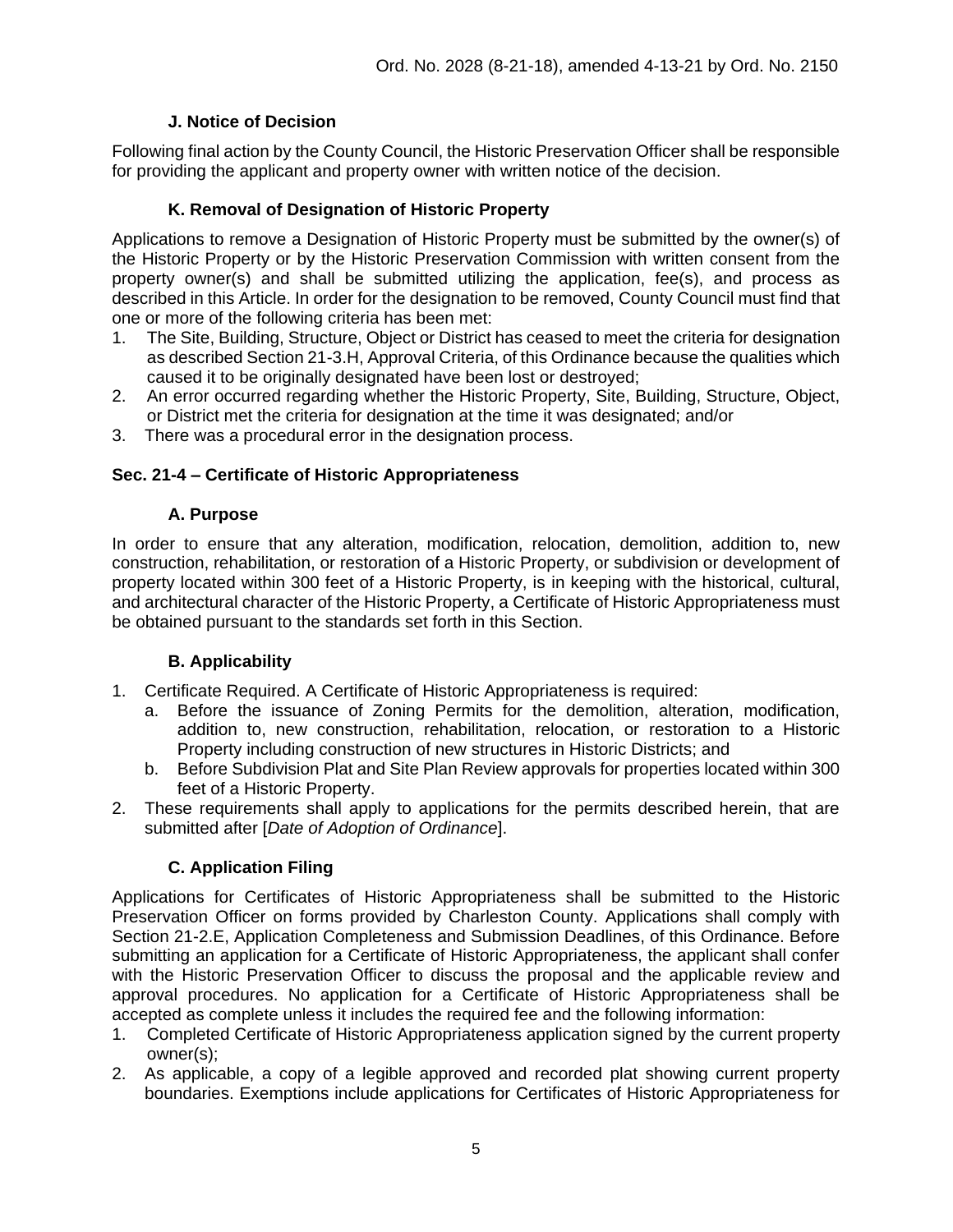### J. Notice of Decision

Following final action by the County Council, the Historic Preservation Officer shall be responsible for providing the applicant and property owner with written notice of the decision.

### K. Removal of Designation of Historic Property

Applications to remove a Designation of Historic Property must be submitted by the owner(s) of the Historic Property or by the Historic Preservation Commission with written consent from the property owner(s) and shall be submitted utilizing the application, fee(s), and process as described in this Article. In order for the designation to be removed, County Council must find that one or more of the following criteria has been met:

1. The Site, Building, Structure, Object or District has ceased to meet the criteria for designation as described Section 21-3.H, Approval Criteria, of this Ordinance because the qualities which caused it to be originally designated have been lost or destroyed;
2. An error occurred regarding whether the Historic Property, Site, Building, Structure, Object, or District met the criteria for designation at the time it was designated; and/or
3. There was a procedural error in the designation process.

## Sec. 21-4 – Certificate of Historic Appropriateness

### A. Purpose

In order to ensure that any alteration, modification, relocation, demolition, addition to, new construction, rehabilitation, or restoration of a Historic Property, or subdivision or development of property located within 300 feet of a Historic Property, is in keeping with the historical, cultural, and architectural character of the Historic Property, a Certificate of Historic Appropriateness must be obtained pursuant to the standards set forth in this Section.

### B. Applicability

1. Certificate Required. A Certificate of Historic Appropriateness is required:
   a. Before the issuance of Zoning Permits for the demolition, alteration, modification, addition to, new construction, rehabilitation, relocation, or restoration to a Historic Property including construction of new structures in Historic Districts; and
   b. Before Subdivision Plat and Site Plan Review approvals for properties located within 300 feet of a Historic Property.
2. These requirements shall apply to applications for the permits described herein, that are submitted after [*Date of Adoption of Ordinance*].

### C. Application Filing

Applications for Certificates of Historic Appropriateness shall be submitted to the Historic Preservation Officer on forms provided by Charleston County. Applications shall comply with Section 21-2.E, Application Completeness and Submission Deadlines, of this Ordinance. Before submitting an application for a Certificate of Historic Appropriateness, the applicant shall confer with the Historic Preservation Officer to discuss the proposal and the applicable review and approval procedures. No application for a Certificate of Historic Appropriateness shall be accepted as complete unless it includes the required fee and the following information:

1. Completed Certificate of Historic Appropriateness application signed by the current property owner(s);
2. As applicable, a copy of a legible approved and recorded plat showing current property boundaries. Exemptions include applications for Certificates of Historic Appropriateness for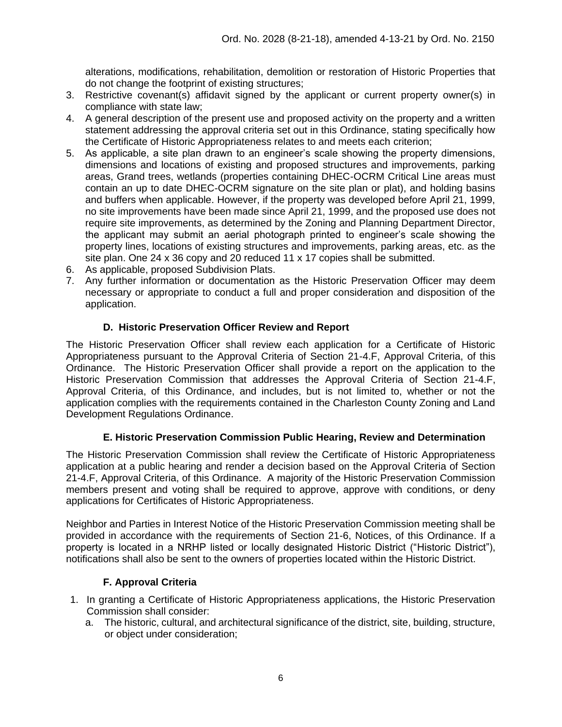alterations, modifications, rehabilitation, demolition or restoration of Historic Properties that do not change the footprint of existing structures;

3. Restrictive covenant(s) affidavit signed by the applicant or current property owner(s) in compliance with state law;
4. A general description of the present use and proposed activity on the property and a written statement addressing the approval criteria set out in this Ordinance, stating specifically how the Certificate of Historic Appropriateness relates to and meets each criterion;
5. As applicable, a site plan drawn to an engineer's scale showing the property dimensions, dimensions and locations of existing and proposed structures and improvements, parking areas, Grand trees, wetlands (properties containing DHEC-OCRM Critical Line areas must contain an up to date DHEC-OCRM signature on the site plan or plat), and holding basins and buffers when applicable. However, if the property was developed before April 21, 1999, no site improvements have been made since April 21, 1999, and the proposed use does not require site improvements, as determined by the Zoning and Planning Department Director, the applicant may submit an aerial photograph printed to engineer's scale showing the property lines, locations of existing structures and improvements, parking areas, etc. as the site plan. One 24 x 36 copy and 20 reduced 11 x 17 copies shall be submitted.
6. As applicable, proposed Subdivision Plats.
7. Any further information or documentation as the Historic Preservation Officer may deem necessary or appropriate to conduct a full and proper consideration and disposition of the application.

### D. Historic Preservation Officer Review and Report

The Historic Preservation Officer shall review each application for a Certificate of Historic Appropriateness pursuant to the Approval Criteria of Section 21-4.F, Approval Criteria, of this Ordinance. The Historic Preservation Officer shall provide a report on the application to the Historic Preservation Commission that addresses the Approval Criteria of Section 21-4.F, Approval Criteria, of this Ordinance, and includes, but is not limited to, whether or not the application complies with the requirements contained in the Charleston County Zoning and Land Development Regulations Ordinance.

### E. Historic Preservation Commission Public Hearing, Review and Determination

The Historic Preservation Commission shall review the Certificate of Historic Appropriateness application at a public hearing and render a decision based on the Approval Criteria of Section 21-4.F, Approval Criteria, of this Ordinance. A majority of the Historic Preservation Commission members present and voting shall be required to approve, approve with conditions, or deny applications for Certificates of Historic Appropriateness.

Neighbor and Parties in Interest Notice of the Historic Preservation Commission meeting shall be provided in accordance with the requirements of Section 21-6, Notices, of this Ordinance. If a property is located in a NRHP listed or locally designated Historic District ("Historic District"), notifications shall also be sent to the owners of properties located within the Historic District.

### F. Approval Criteria

1. In granting a Certificate of Historic Appropriateness applications, the Historic Preservation Commission shall consider:
   a. The historic, cultural, and architectural significance of the district, site, building, structure, or object under consideration;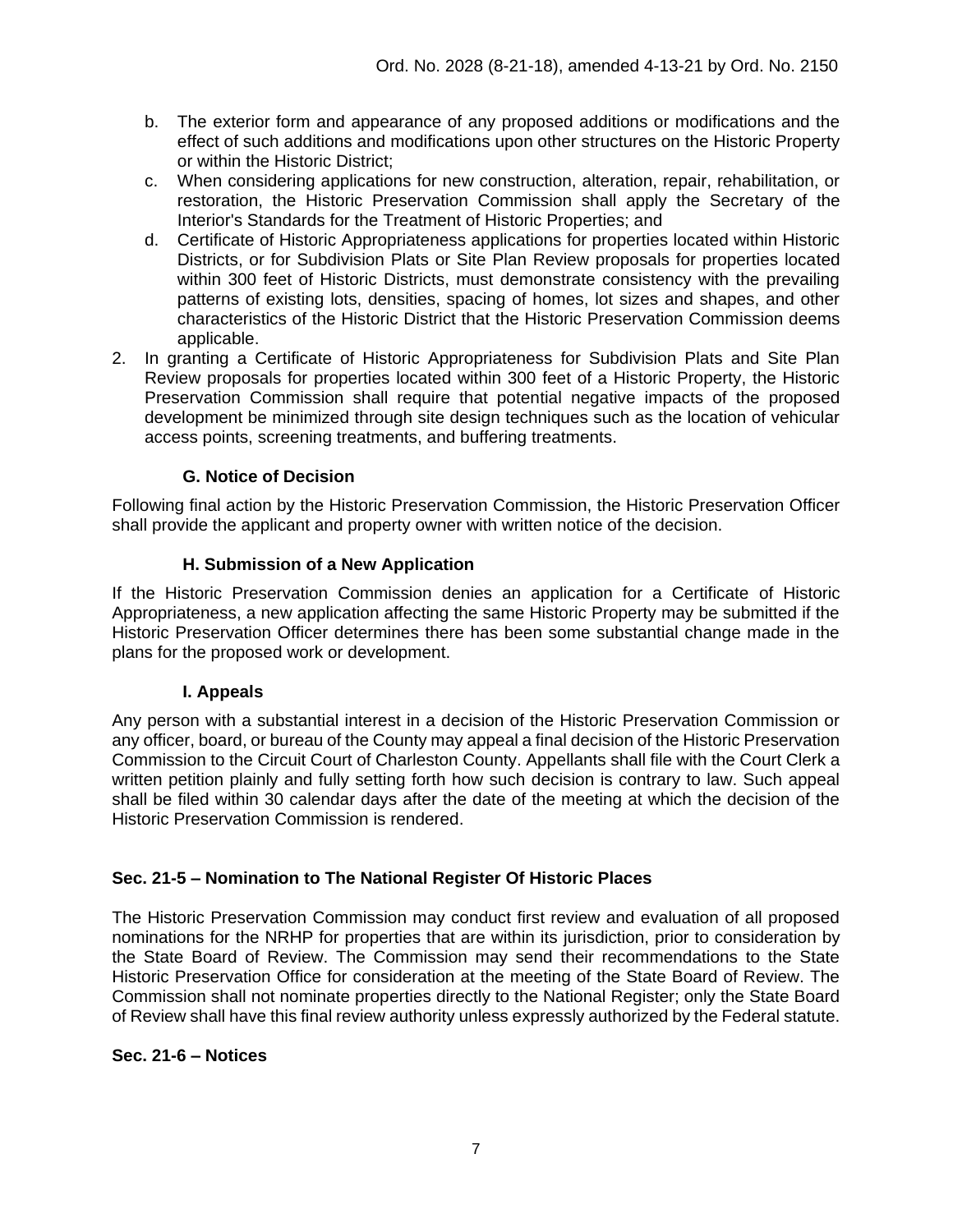b. The exterior form and appearance of any proposed additions or modifications and the effect of such additions and modifications upon other structures on the Historic Property or within the Historic District;
c. When considering applications for new construction, alteration, repair, rehabilitation, or restoration, the Historic Preservation Commission shall apply the Secretary of the Interior's Standards for the Treatment of Historic Properties; and
d. Certificate of Historic Appropriateness applications for properties located within Historic Districts, or for Subdivision Plats or Site Plan Review proposals for properties located within 300 feet of Historic Districts, must demonstrate consistency with the prevailing patterns of existing lots, densities, spacing of homes, lot sizes and shapes, and other characteristics of the Historic District that the Historic Preservation Commission deems applicable.

2. In granting a Certificate of Historic Appropriateness for Subdivision Plats and Site Plan Review proposals for properties located within 300 feet of a Historic Property, the Historic Preservation Commission shall require that potential negative impacts of the proposed development be minimized through site design techniques such as the location of vehicular access points, screening treatments, and buffering treatments.

### G. Notice of Decision

Following final action by the Historic Preservation Commission, the Historic Preservation Officer shall provide the applicant and property owner with written notice of the decision.

### H. Submission of a New Application

If the Historic Preservation Commission denies an application for a Certificate of Historic Appropriateness, a new application affecting the same Historic Property may be submitted if the Historic Preservation Officer determines there has been some substantial change made in the plans for the proposed work or development.

### I. Appeals

Any person with a substantial interest in a decision of the Historic Preservation Commission or any officer, board, or bureau of the County may appeal a final decision of the Historic Preservation Commission to the Circuit Court of Charleston County. Appellants shall file with the Court Clerk a written petition plainly and fully setting forth how such decision is contrary to law. Such appeal shall be filed within 30 calendar days after the date of the meeting at which the decision of the Historic Preservation Commission is rendered.

## Sec. 21-5 – Nomination to The National Register Of Historic Places

The Historic Preservation Commission may conduct first review and evaluation of all proposed nominations for the NRHP for properties that are within its jurisdiction, prior to consideration by the State Board of Review. The Commission may send their recommendations to the State Historic Preservation Office for consideration at the meeting of the State Board of Review. The Commission shall not nominate properties directly to the National Register; only the State Board of Review shall have this final review authority unless expressly authorized by the Federal statute.

## Sec. 21-6 – Notices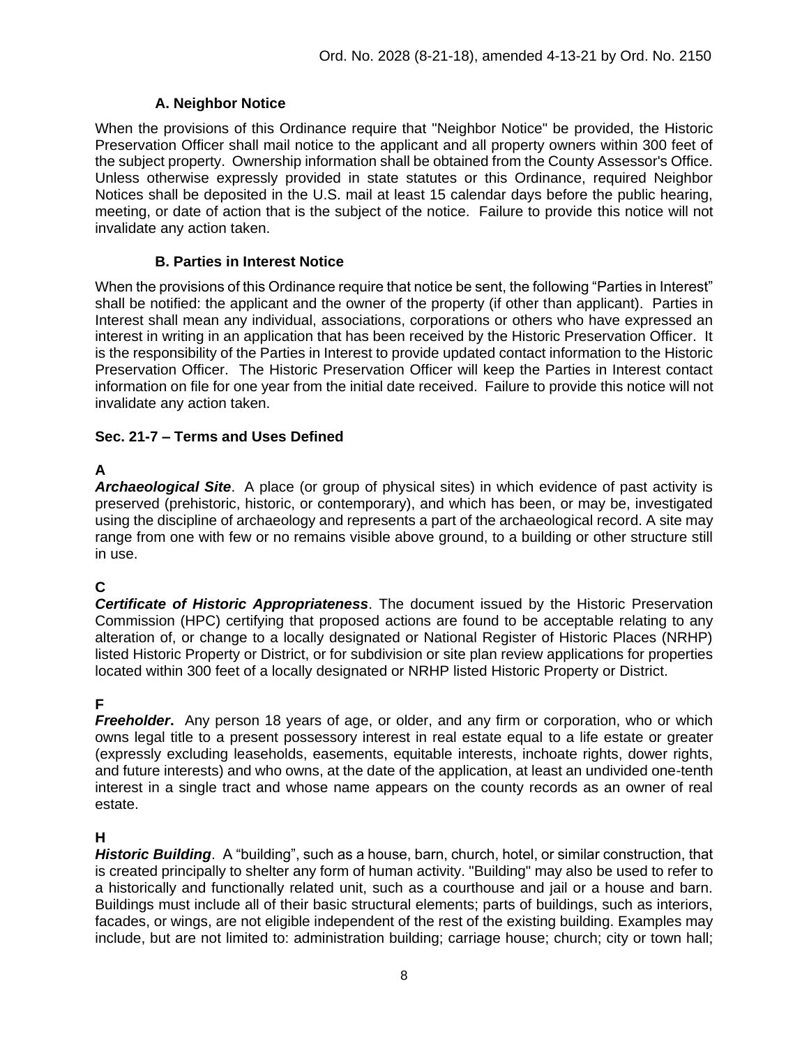### A. Neighbor Notice

When the provisions of this Ordinance require that "Neighbor Notice" be provided, the Historic Preservation Officer shall mail notice to the applicant and all property owners within 300 feet of the subject property. Ownership information shall be obtained from the County Assessor's Office. Unless otherwise expressly provided in state statutes or this Ordinance, required Neighbor Notices shall be deposited in the U.S. mail at least 15 calendar days before the public hearing, meeting, or date of action that is the subject of the notice. Failure to provide this notice will not invalidate any action taken.

### B. Parties in Interest Notice

When the provisions of this Ordinance require that notice be sent, the following "Parties in Interest" shall be notified: the applicant and the owner of the property (if other than applicant). Parties in Interest shall mean any individual, associations, corporations or others who have expressed an interest in writing in an application that has been received by the Historic Preservation Officer. It is the responsibility of the Parties in Interest to provide updated contact information to the Historic Preservation Officer. The Historic Preservation Officer will keep the Parties in Interest contact information on file for one year from the initial date received. Failure to provide this notice will not invalidate any action taken.

## Sec. 21-7 – Terms and Uses Defined

**A**

***Archaeological Site***. A place (or group of physical sites) in which evidence of past activity is preserved (prehistoric, historic, or contemporary), and which has been, or may be, investigated using the discipline of archaeology and represents a part of the archaeological record. A site may range from one with few or no remains visible above ground, to a building or other structure still in use.

**C**

***Certificate of Historic Appropriateness***. The document issued by the Historic Preservation Commission (HPC) certifying that proposed actions are found to be acceptable relating to any alteration of, or change to a locally designated or National Register of Historic Places (NRHP) listed Historic Property or District, or for subdivision or site plan review applications for properties located within 300 feet of a locally designated or NRHP listed Historic Property or District.

**F**

***Freeholder*.** Any person 18 years of age, or older, and any firm or corporation, who or which owns legal title to a present possessory interest in real estate equal to a life estate or greater (expressly excluding leaseholds, easements, equitable interests, inchoate rights, dower rights, and future interests) and who owns, at the date of the application, at least an undivided one-tenth interest in a single tract and whose name appears on the county records as an owner of real estate.

**H**

***Historic Building***. A "building", such as a house, barn, church, hotel, or similar construction, that is created principally to shelter any form of human activity. "Building" may also be used to refer to a historically and functionally related unit, such as a courthouse and jail or a house and barn. Buildings must include all of their basic structural elements; parts of buildings, such as interiors, facades, or wings, are not eligible independent of the rest of the existing building. Examples may include, but are not limited to: administration building; carriage house; church; city or town hall;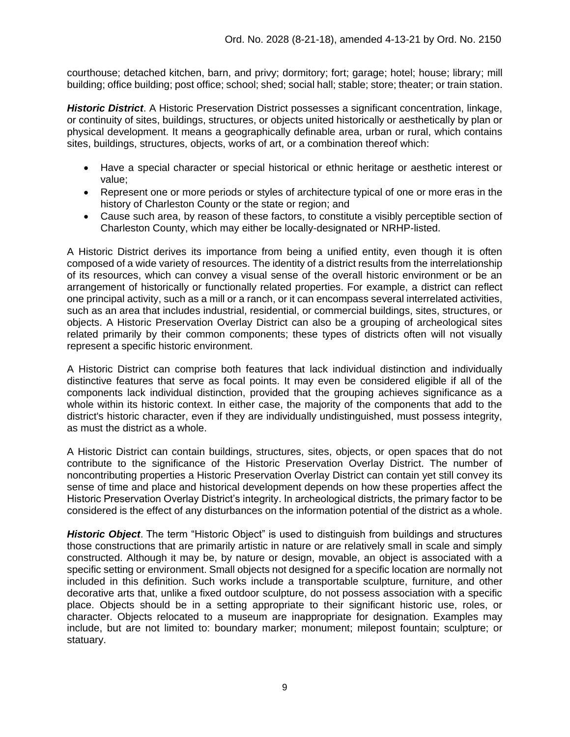courthouse; detached kitchen, barn, and privy; dormitory; fort; garage; hotel; house; library; mill building; office building; post office; school; shed; social hall; stable; store; theater; or train station.

***Historic District***. A Historic Preservation District possesses a significant concentration, linkage, or continuity of sites, buildings, structures, or objects united historically or aesthetically by plan or physical development. It means a geographically definable area, urban or rural, which contains sites, buildings, structures, objects, works of art, or a combination thereof which:

- Have a special character or special historical or ethnic heritage or aesthetic interest or value;
- Represent one or more periods or styles of architecture typical of one or more eras in the history of Charleston County or the state or region; and
- Cause such area, by reason of these factors, to constitute a visibly perceptible section of Charleston County, which may either be locally-designated or NRHP-listed.

A Historic District derives its importance from being a unified entity, even though it is often composed of a wide variety of resources. The identity of a district results from the interrelationship of its resources, which can convey a visual sense of the overall historic environment or be an arrangement of historically or functionally related properties. For example, a district can reflect one principal activity, such as a mill or a ranch, or it can encompass several interrelated activities, such as an area that includes industrial, residential, or commercial buildings, sites, structures, or objects. A Historic Preservation Overlay District can also be a grouping of archeological sites related primarily by their common components; these types of districts often will not visually represent a specific historic environment.

A Historic District can comprise both features that lack individual distinction and individually distinctive features that serve as focal points. It may even be considered eligible if all of the components lack individual distinction, provided that the grouping achieves significance as a whole within its historic context. In either case, the majority of the components that add to the district's historic character, even if they are individually undistinguished, must possess integrity, as must the district as a whole.

A Historic District can contain buildings, structures, sites, objects, or open spaces that do not contribute to the significance of the Historic Preservation Overlay District. The number of noncontributing properties a Historic Preservation Overlay District can contain yet still convey its sense of time and place and historical development depends on how these properties affect the Historic Preservation Overlay District's integrity. In archeological districts, the primary factor to be considered is the effect of any disturbances on the information potential of the district as a whole.

***Historic Object***. The term "Historic Object" is used to distinguish from buildings and structures those constructions that are primarily artistic in nature or are relatively small in scale and simply constructed. Although it may be, by nature or design, movable, an object is associated with a specific setting or environment. Small objects not designed for a specific location are normally not included in this definition. Such works include a transportable sculpture, furniture, and other decorative arts that, unlike a fixed outdoor sculpture, do not possess association with a specific place. Objects should be in a setting appropriate to their significant historic use, roles, or character. Objects relocated to a museum are inappropriate for designation. Examples may include, but are not limited to: boundary marker; monument; milepost fountain; sculpture; or statuary.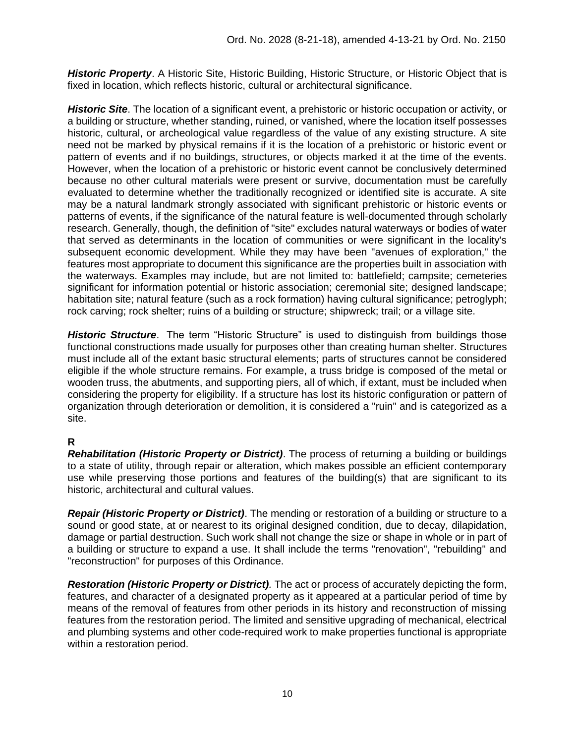***Historic Property***. A Historic Site, Historic Building, Historic Structure, or Historic Object that is fixed in location, which reflects historic, cultural or architectural significance.

***Historic Site***. The location of a significant event, a prehistoric or historic occupation or activity, or a building or structure, whether standing, ruined, or vanished, where the location itself possesses historic, cultural, or archeological value regardless of the value of any existing structure. A site need not be marked by physical remains if it is the location of a prehistoric or historic event or pattern of events and if no buildings, structures, or objects marked it at the time of the events. However, when the location of a prehistoric or historic event cannot be conclusively determined because no other cultural materials were present or survive, documentation must be carefully evaluated to determine whether the traditionally recognized or identified site is accurate. A site may be a natural landmark strongly associated with significant prehistoric or historic events or patterns of events, if the significance of the natural feature is well-documented through scholarly research. Generally, though, the definition of "site" excludes natural waterways or bodies of water that served as determinants in the location of communities or were significant in the locality's subsequent economic development. While they may have been "avenues of exploration," the features most appropriate to document this significance are the properties built in association with the waterways. Examples may include, but are not limited to: battlefield; campsite; cemeteries significant for information potential or historic association; ceremonial site; designed landscape; habitation site; natural feature (such as a rock formation) having cultural significance; petroglyph; rock carving; rock shelter; ruins of a building or structure; shipwreck; trail; or a village site.

***Historic Structure***. The term “Historic Structure” is used to distinguish from buildings those functional constructions made usually for purposes other than creating human shelter. Structures must include all of the extant basic structural elements; parts of structures cannot be considered eligible if the whole structure remains. For example, a truss bridge is composed of the metal or wooden truss, the abutments, and supporting piers, all of which, if extant, must be included when considering the property for eligibility. If a structure has lost its historic configuration or pattern of organization through deterioration or demolition, it is considered a "ruin" and is categorized as a site.

**R**

***Rehabilitation (Historic Property or District)***. The process of returning a building or buildings to a state of utility, through repair or alteration, which makes possible an efficient contemporary use while preserving those portions and features of the building(s) that are significant to its historic, architectural and cultural values.

***Repair (Historic Property or District)***. The mending or restoration of a building or structure to a sound or good state, at or nearest to its original designed condition, due to decay, dilapidation, damage or partial destruction. Such work shall not change the size or shape in whole or in part of a building or structure to expand a use. It shall include the terms "renovation", "rebuilding" and "reconstruction" for purposes of this Ordinance.

***Restoration (Historic Property or District)***. The act or process of accurately depicting the form, features, and character of a designated property as it appeared at a particular period of time by means of the removal of features from other periods in its history and reconstruction of missing features from the restoration period. The limited and sensitive upgrading of mechanical, electrical and plumbing systems and other code-required work to make properties functional is appropriate within a restoration period.